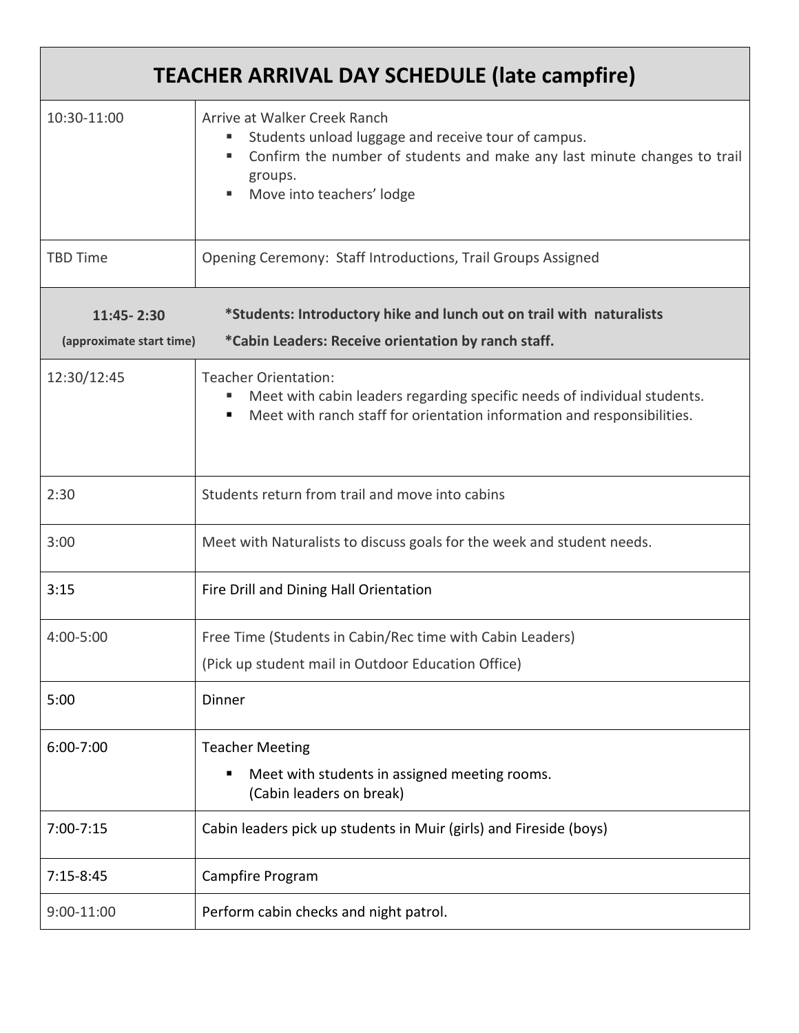| TEACHER ARRIVAL DAY SCHEDULE (late campfire) | |
|---|---|
| 10:30-11:00 | Arrive at Walker Creek Ranch<br>▪ Students unload luggage and receive tour of campus.<br>▪ Confirm the number of students and make any last minute changes to trail groups.<br>▪ Move into teachers' lodge |
| TBD Time | Opening Ceremony: Staff Introductions, Trail Groups Assigned |
| **11:45- 2:30**<br>**(approximate start time)** | ***Students: Introductory hike and lunch out on trail with naturalists**<br>***Cabin Leaders: Receive orientation by ranch staff.** |
| 12:30/12:45 | Teacher Orientation:<br>▪ Meet with cabin leaders regarding specific needs of individual students.<br>▪ Meet with ranch staff for orientation information and responsibilities. |
| 2:30 | Students return from trail and move into cabins |
| 3:00 | Meet with Naturalists to discuss goals for the week and student needs. |
| 3:15 | Fire Drill and Dining Hall Orientation |
| 4:00-5:00 | Free Time (Students in Cabin/Rec time with Cabin Leaders)<br>(Pick up student mail in Outdoor Education Office) |
| 5:00 | Dinner |
| 6:00-7:00 | Teacher Meeting<br>▪ Meet with students in assigned meeting rooms. (Cabin leaders on break) |
| 7:00-7:15 | Cabin leaders pick up students in Muir (girls) and Fireside (boys) |
| 7:15-8:45 | Campfire Program |
| 9:00-11:00 | Perform cabin checks and night patrol. |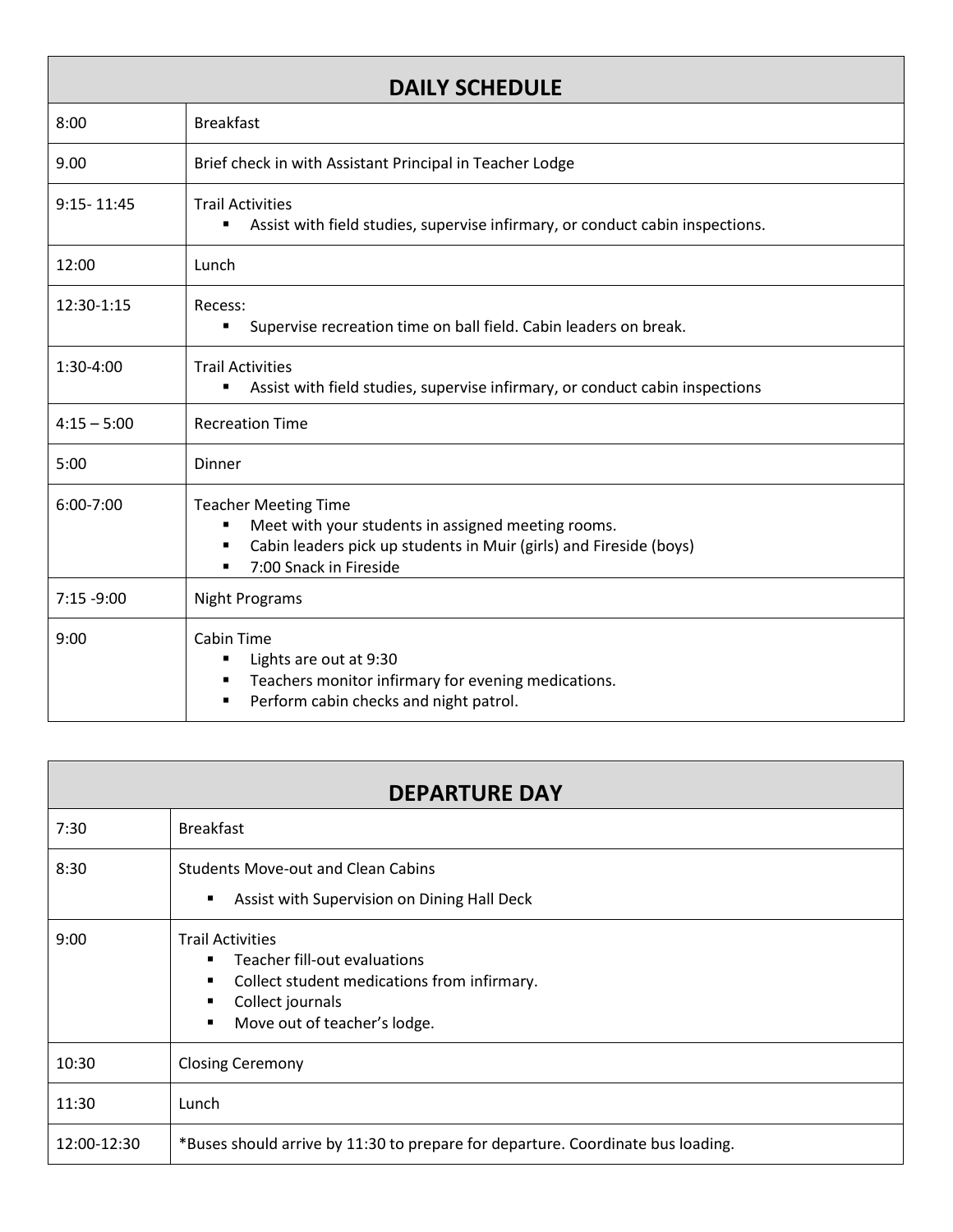| DAILY SCHEDULE | |
|---|---|
| 8:00 | Breakfast |
| 9.00 | Brief check in with Assistant Principal in Teacher Lodge |
| 9:15- 11:45 | Trail Activities<br>▪ Assist with field studies, supervise infirmary, or conduct cabin inspections. |
| 12:00 | Lunch |
| 12:30-1:15 | Recess:<br>▪ Supervise recreation time on ball field. Cabin leaders on break. |
| 1:30-4:00 | Trail Activities<br>▪ Assist with field studies, supervise infirmary, or conduct cabin inspections |
| 4:15 – 5:00 | Recreation Time |
| 5:00 | Dinner |
| 6:00-7:00 | Teacher Meeting Time<br>▪ Meet with your students in assigned meeting rooms.<br>▪ Cabin leaders pick up students in Muir (girls) and Fireside (boys)<br>▪ 7:00 Snack in Fireside |
| 7:15 -9:00 | Night Programs |
| 9:00 | Cabin Time<br>▪ Lights are out at 9:30<br>▪ Teachers monitor infirmary for evening medications.<br>▪ Perform cabin checks and night patrol. |

| DEPARTURE DAY | |
|---|---|
| 7:30 | Breakfast |
| 8:30 | Students Move-out and Clean Cabins<br>▪ Assist with Supervision on Dining Hall Deck |
| 9:00 | Trail Activities<br>▪ Teacher fill-out evaluations<br>▪ Collect student medications from infirmary.<br>▪ Collect journals<br>▪ Move out of teacher's lodge. |
| 10:30 | Closing Ceremony |
| 11:30 | Lunch |
| 12:00-12:30 | *Buses should arrive by 11:30 to prepare for departure. Coordinate bus loading. |